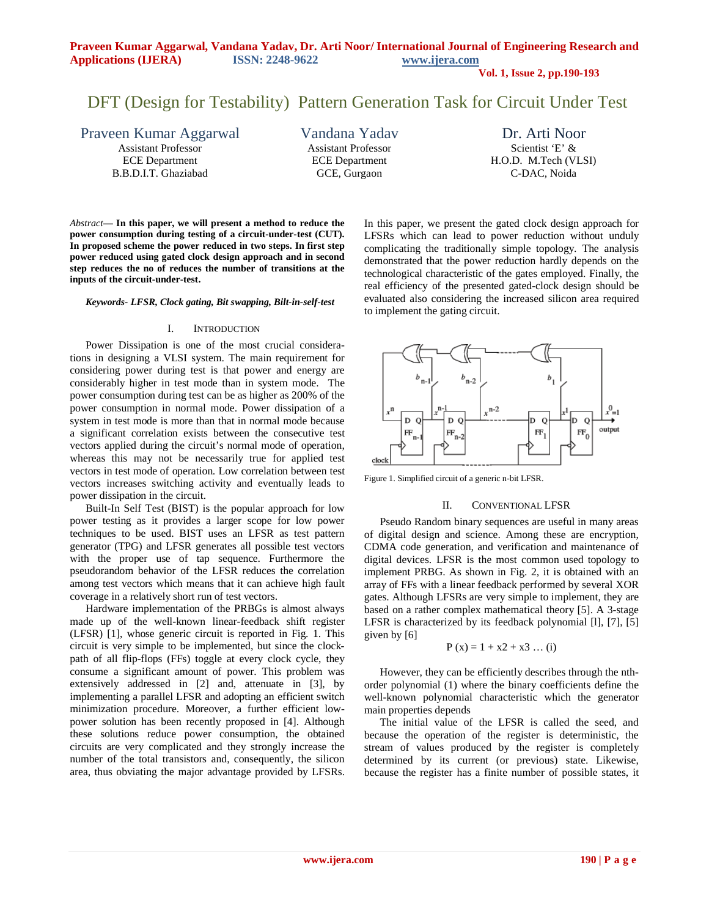# DFT (Design for Testability) Pattern Generation Task for Circuit Under Test

**Praveen Kumar Aggarwal**
Assistant Professor
ECE Department
B.B.D.I.T. Ghaziabad

**Vandana Yadav**
Assistant Professor
ECE Department
GCE, Gurgaon

**Dr. Arti Noor**
Scientist 'E' &
H.O.D. M.Tech (VLSI)
C-DAC, Noida

*Abstract*— **In this paper, we will present a method to reduce the power consumption during testing of a circuit-under-test (CUT). In proposed scheme the power reduced in two steps. In first step power reduced using gated clock design approach and in second step reduces the no of reduces the number of transitions at the inputs of the circuit-under-test.**

***Keywords-* *LFSR, Clock gating, Bit swapping, Bilt-in-self-test***

## I. Introduction

Power Dissipation is one of the most crucial considerations in designing a VLSI system. The main requirement for considering power during test is that power and energy are considerably higher in test mode than in system mode. The power consumption during test can be as higher as 200% of the power consumption in normal mode. Power dissipation of a system in test mode is more than that in normal mode because a significant correlation exists between the consecutive test vectors applied during the circuit's normal mode of operation, whereas this may not be necessarily true for applied test vectors in test mode of operation. Low correlation between test vectors increases switching activity and eventually leads to power dissipation in the circuit.

Built-In Self Test (BIST) is the popular approach for low power testing as it provides a larger scope for low power techniques to be used. BIST uses an LFSR as test pattern generator (TPG) and LFSR generates all possible test vectors with the proper use of tap sequence. Furthermore the pseudorandom behavior of the LFSR reduces the correlation among test vectors which means that it can achieve high fault coverage in a relatively short run of test vectors.

Hardware implementation of the PRBGs is almost always made up of the well-known linear-feedback shift register (LFSR) [1], whose generic circuit is reported in Fig. 1. This circuit is very simple to be implemented, but since the clock-path of all flip-flops (FFs) toggle at every clock cycle, they consume a significant amount of power. This problem was extensively addressed in [2] and, attenuate in [3], by implementing a parallel LFSR and adopting an efficient switch minimization procedure. Moreover, a further efficient low-power solution has been recently proposed in [4]. Although these solutions reduce power consumption, the obtained circuits are very complicated and they strongly increase the number of the total transistors and, consequently, the silicon area, thus obviating the major advantage provided by LFSRs. In this paper, we present the gated clock design approach for LFSRs which can lead to power reduction without unduly complicating the traditionally simple topology. The analysis demonstrated that the power reduction hardly depends on the technological characteristic of the gates employed. Finally, the real efficiency of the presented gated-clock design should be evaluated also considering the increased silicon area required to implement the gating circuit.

Figure 1. Simplified circuit of a generic n-bit LFSR.

## II. Conventional LFSR

Pseudo Random binary sequences are useful in many areas of digital design and science. Among these are encryption, CDMA code generation, and verification and maintenance of digital devices. LFSR is the most common used topology to implement PRBG. As shown in Fig. 2, it is obtained with an array of FFs with a linear feedback performed by several XOR gates. Although LFSRs are very simple to implement, they are based on a rather complex mathematical theory [5]. A 3-stage LFSR is characterized by its feedback polynomial [l], [7], [5] given by [6]

$$P(x) = 1 + x2 + x3 \ldots \text{(i)}$$

However, they can be efficiently describes through the nth-order polynomial (1) where the binary coefficients define the well-known polynomial characteristic which the generator main properties depends

The initial value of the LFSR is called the seed, and because the operation of the register is deterministic, the stream of values produced by the register is completely determined by its current (or previous) state. Likewise, because the register has a finite number of possible states, it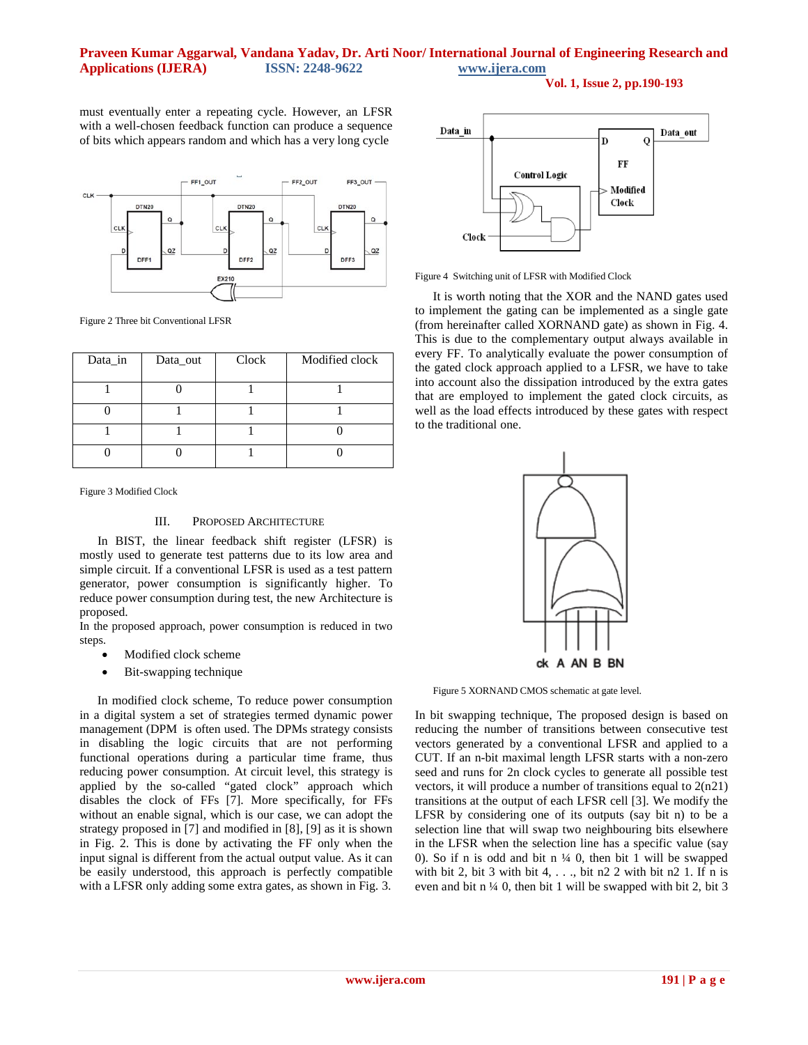must eventually enter a repeating cycle. However, an LFSR with a well-chosen feedback function can produce a sequence of bits which appears random and which has a very long cycle

Figure 2 Three bit Conventional LFSR

| Data_in | Data_out | Clock | Modified clock |
|---|---|---|---|
| 1 | 0 | 1 | 1 |
| 0 | 1 | 1 | 1 |
| 1 | 1 | 1 | 0 |
| 0 | 0 | 1 | 0 |

Figure 3 Modified Clock

## III. PROPOSED ARCHITECTURE

In BIST, the linear feedback shift register (LFSR) is mostly used to generate test patterns due to its low area and simple circuit. If a conventional LFSR is used as a test pattern generator, power consumption is significantly higher. To reduce power consumption during test, the new Architecture is proposed.

In the proposed approach, power consumption is reduced in two steps.

- Modified clock scheme
- Bit-swapping technique

In modified clock scheme, To reduce power consumption in a digital system a set of strategies termed dynamic power management (DPM is often used. The DPMs strategy consists in disabling the logic circuits that are not performing functional operations during a particular time frame, thus reducing power consumption. At circuit level, this strategy is applied by the so-called "gated clock" approach which disables the clock of FFs [7]. More specifically, for FFs without an enable signal, which is our case, we can adopt the strategy proposed in [7] and modified in [8], [9] as it is shown in Fig. 2. This is done by activating the FF only when the input signal is different from the actual output value. As it can be easily understood, this approach is perfectly compatible with a LFSR only adding some extra gates, as shown in Fig. 3.

Figure 4 Switching unit of LFSR with Modified Clock

It is worth noting that the XOR and the NAND gates used to implement the gating can be implemented as a single gate (from hereinafter called XORNAND gate) as shown in Fig. 4. This is due to the complementary output always available in every FF. To analytically evaluate the power consumption of the gated clock approach applied to a LFSR, we have to take into account also the dissipation introduced by the extra gates that are employed to implement the gated clock circuits, as well as the load effects introduced by these gates with respect to the traditional one.

Figure 5 XORNAND CMOS schematic at gate level.

In bit swapping technique, The proposed design is based on reducing the number of transitions between consecutive test vectors generated by a conventional LFSR and applied to a CUT. If an n-bit maximal length LFSR starts with a non-zero seed and runs for 2n clock cycles to generate all possible test vectors, it will produce a number of transitions equal to 2(n21) transitions at the output of each LFSR cell [3]. We modify the LFSR by considering one of its outputs (say bit n) to be a selection line that will swap two neighbouring bits elsewhere in the LFSR when the selection line has a specific value (say 0). So if n is odd and bit n ¼ 0, then bit 1 will be swapped with bit 2, bit 3 with bit 4, . . ., bit n2 2 with bit n2 1. If n is even and bit n ¼ 0, then bit 1 will be swapped with bit 2, bit 3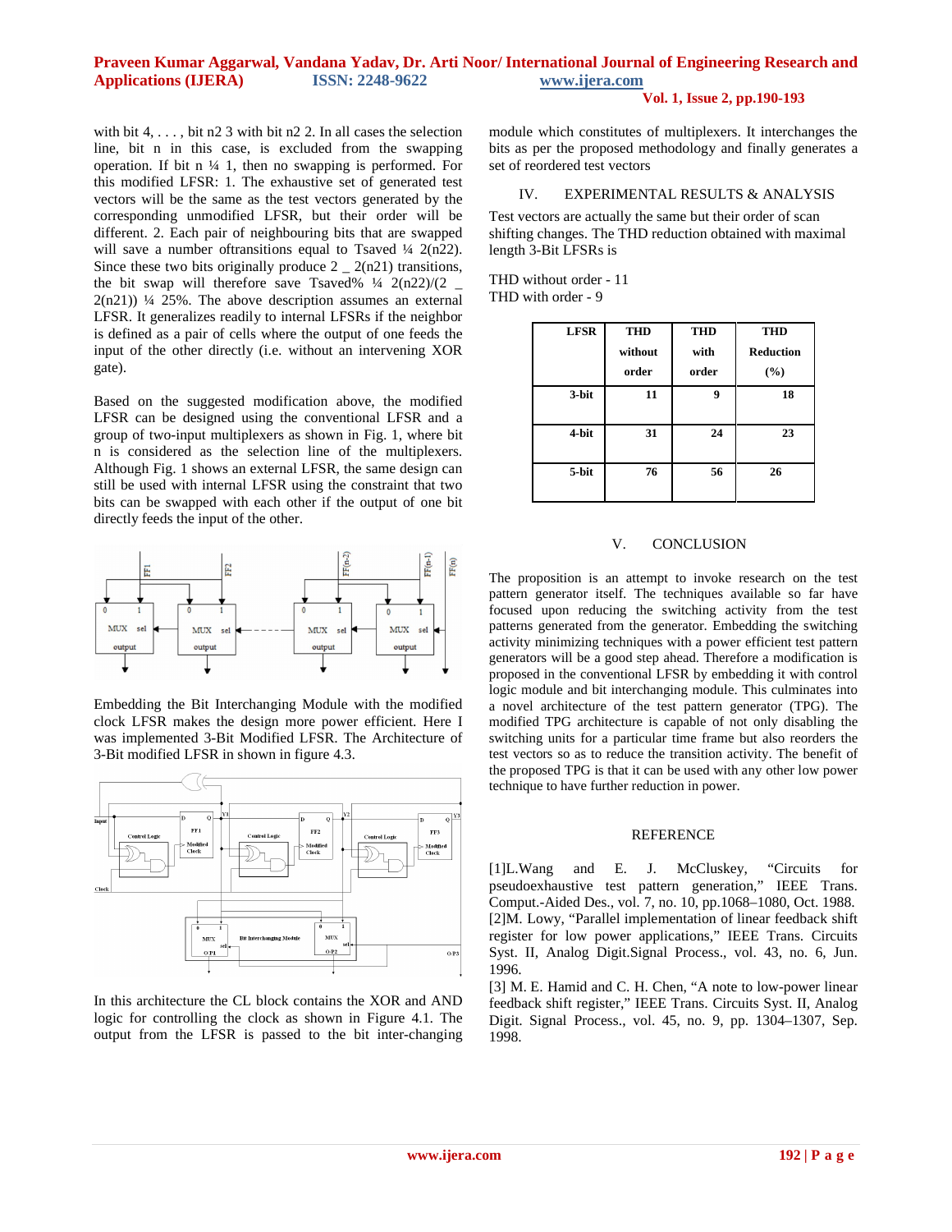with bit 4, . . . , bit n2 3 with bit n2 2. In all cases the selection line, bit n in this case, is excluded from the swapping operation. If bit n ¼ 1, then no swapping is performed. For this modified LFSR: 1. The exhaustive set of generated test vectors will be the same as the test vectors generated by the corresponding unmodified LFSR, but their order will be different. 2. Each pair of neighbouring bits that are swapped will save a number oftransitions equal to Tsaved ¼ 2(n22). Since these two bits originally produce 2 _ 2(n21) transitions, the bit swap will therefore save Tsaved% ¼ 2(n22)/(2 _ 2(n21)) ¼ 25%. The above description assumes an external LFSR. It generalizes readily to internal LFSRs if the neighbor is defined as a pair of cells where the output of one feeds the input of the other directly (i.e. without an intervening XOR gate).

Based on the suggested modification above, the modified LFSR can be designed using the conventional LFSR and a group of two-input multiplexers as shown in Fig. 1, where bit n is considered as the selection line of the multiplexers. Although Fig. 1 shows an external LFSR, the same design can still be used with internal LFSR using the constraint that two bits can be swapped with each other if the output of one bit directly feeds the input of the other.

Embedding the Bit Interchanging Module with the modified clock LFSR makes the design more power efficient. Here I was implemented 3-Bit Modified LFSR. The Architecture of 3-Bit modified LFSR in shown in figure 4.3.

In this architecture the CL block contains the XOR and AND logic for controlling the clock as shown in Figure 4.1. The output from the LFSR is passed to the bit inter-changing module which constitutes of multiplexers. It interchanges the bits as per the proposed methodology and finally generates a set of reordered test vectors

## IV. EXPERIMENTAL RESULTS & ANALYSIS

Test vectors are actually the same but their order of scan shifting changes. The THD reduction obtained with maximal length 3-Bit LFSRs is

THD without order - 11
THD with order - 9

| LFSR | THD without order | THD with order | THD Reduction (%) |
|---|---|---|---|
| 3-bit | 11 | 9 | 18 |
| 4-bit | 31 | 24 | 23 |
| 5-bit | 76 | 56 | 26 |

## V. CONCLUSION

The proposition is an attempt to invoke research on the test pattern generator itself. The techniques available so far have focused upon reducing the switching activity from the test patterns generated from the generator. Embedding the switching activity minimizing techniques with a power efficient test pattern generators will be a good step ahead. Therefore a modification is proposed in the conventional LFSR by embedding it with control logic module and bit interchanging module. This culminates into a novel architecture of the test pattern generator (TPG). The modified TPG architecture is capable of not only disabling the switching units for a particular time frame but also reorders the test vectors so as to reduce the transition activity. The benefit of the proposed TPG is that it can be used with any other low power technique to have further reduction in power.

## REFERENCE

[1]L.Wang and E. J. McCluskey, "Circuits for pseudoexhaustive test pattern generation," IEEE Trans. Comput.-Aided Des., vol. 7, no. 10, pp.1068–1080, Oct. 1988.

[2]M. Lowy, "Parallel implementation of linear feedback shift register for low power applications," IEEE Trans. Circuits Syst. II, Analog Digit.Signal Process., vol. 43, no. 6, Jun. 1996.

[3] M. E. Hamid and C. H. Chen, "A note to low-power linear feedback shift register," IEEE Trans. Circuits Syst. II, Analog Digit. Signal Process., vol. 45, no. 9, pp. 1304–1307, Sep. 1998.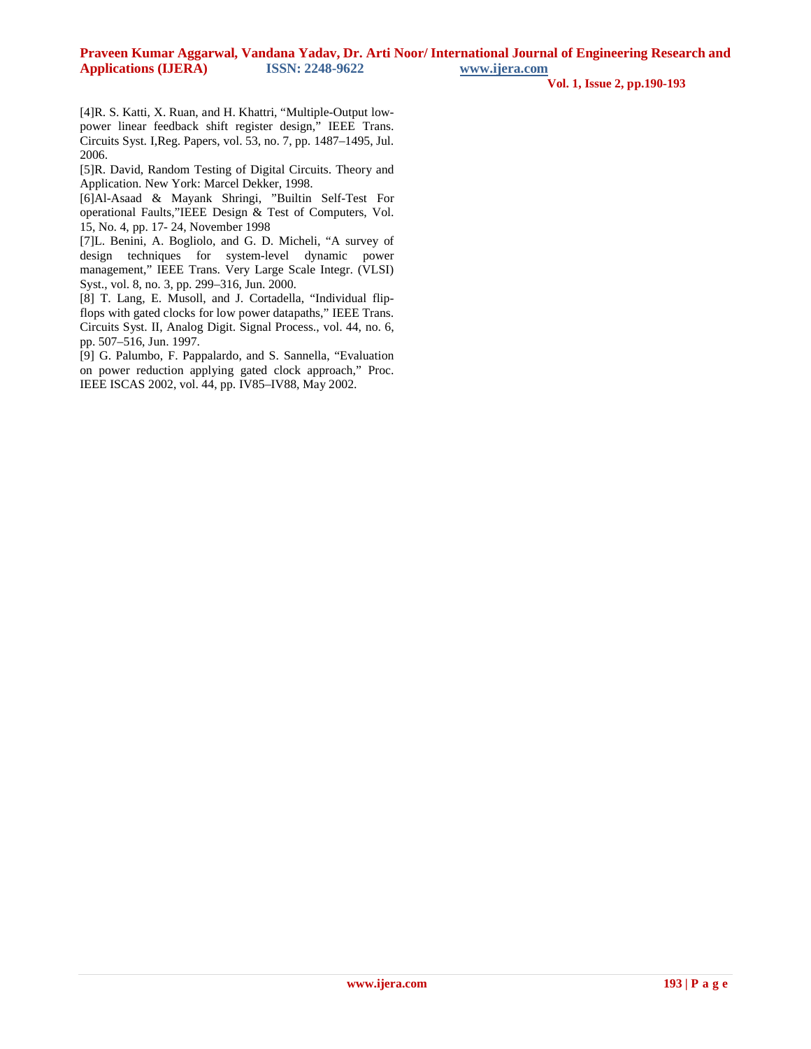[4]R. S. Katti, X. Ruan, and H. Khattri, “Multiple-Output low-power linear feedback shift register design,” IEEE Trans. Circuits Syst. I,Reg. Papers, vol. 53, no. 7, pp. 1487–1495, Jul. 2006.

[5]R. David, Random Testing of Digital Circuits. Theory and Application. New York: Marcel Dekker, 1998.

[6]Al-Asaad & Mayank Shringi, ”Builtin Self-Test For operational Faults,”IEEE Design & Test of Computers, Vol. 15, No. 4, pp. 17- 24, November 1998

[7]L. Benini, A. Bogliolo, and G. D. Micheli, “A survey of design techniques for system-level dynamic power management,” IEEE Trans. Very Large Scale Integr. (VLSI) Syst., vol. 8, no. 3, pp. 299–316, Jun. 2000.

[8] T. Lang, E. Musoll, and J. Cortadella, “Individual flip-flops with gated clocks for low power datapaths,” IEEE Trans. Circuits Syst. II, Analog Digit. Signal Process., vol. 44, no. 6, pp. 507–516, Jun. 1997.

[9] G. Palumbo, F. Pappalardo, and S. Sannella, “Evaluation on power reduction applying gated clock approach,” Proc. IEEE ISCAS 2002, vol. 44, pp. IV85–IV88, May 2002.